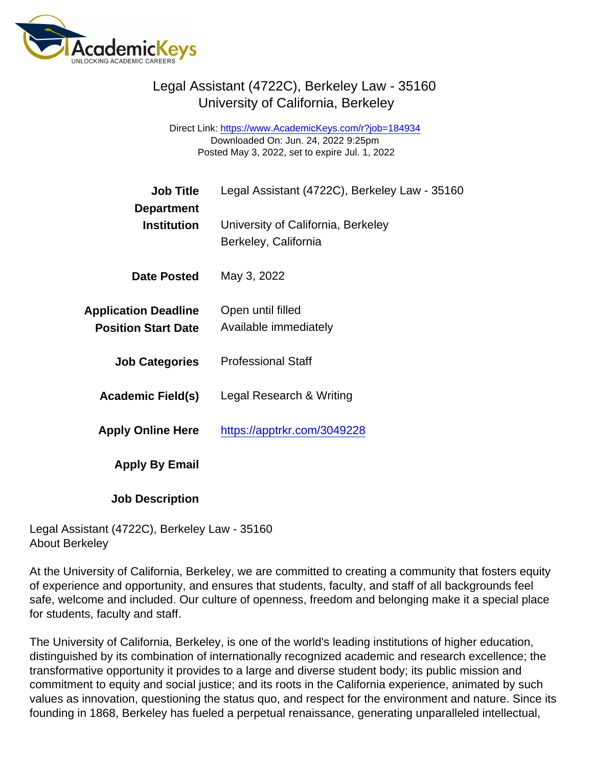# Legal Assistant (4722C), Berkeley Law - 35160
## University of California, Berkeley

Direct Link: https://www.AcademicKeys.com/r?job=184934
Downloaded On: Jun. 24, 2022 9:25pm
Posted May 3, 2022, set to expire Jul. 1, 2022

| | |
|---|---|
| **Job Title** | Legal Assistant (4722C), Berkeley Law - 35160 |
| **Department** | |
| **Institution** | University of California, Berkeley<br>Berkeley, California |
| **Date Posted** | May 3, 2022 |
| **Application Deadline** | Open until filled |
| **Position Start Date** | Available immediately |
| **Job Categories** | Professional Staff |
| **Academic Field(s)** | Legal Research & Writing |
| **Apply Online Here** | https://apptrkr.com/3049228 |
| **Apply By Email** | |
| **Job Description** | |

Legal Assistant (4722C), Berkeley Law - 35160
About Berkeley

At the University of California, Berkeley, we are committed to creating a community that fosters equity of experience and opportunity, and ensures that students, faculty, and staff of all backgrounds feel safe, welcome and included. Our culture of openness, freedom and belonging make it a special place for students, faculty and staff.

The University of California, Berkeley, is one of the world's leading institutions of higher education, distinguished by its combination of internationally recognized academic and research excellence; the transformative opportunity it provides to a large and diverse student body; its public mission and commitment to equity and social justice; and its roots in the California experience, animated by such values as innovation, questioning the status quo, and respect for the environment and nature. Since its founding in 1868, Berkeley has fueled a perpetual renaissance, generating unparalleled intellectual,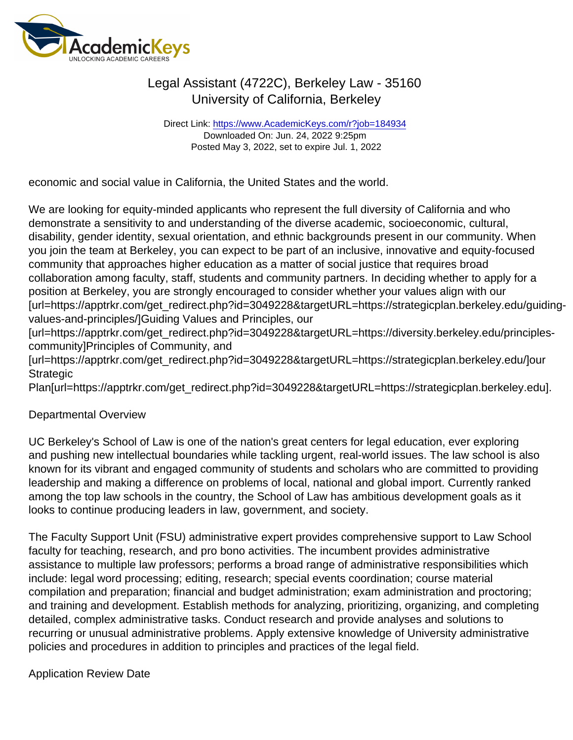economic and social value in California, the United States and the world.

We are looking for equity-minded applicants who represent the full diversity of California and who demonstrate a sensitivity to and understanding of the diverse academic, socioeconomic, cultural, disability, gender identity, sexual orientation, and ethnic backgrounds present in our community. When you join the team at Berkeley, you can expect to be part of an inclusive, innovative and equity-focused community that approaches higher education as a matter of social justice that requires broad collaboration among faculty, staff, students and community partners. In deciding whether to apply for a position at Berkeley, you are strongly encouraged to consider whether your values align with our [url=https://apptrkr.com/get_redirect.php?id=3049228&targetURL=https://strategicplan.berkeley.edu/guiding-values-and-principles/]Guiding Values and Principles, our [url=https://apptrkr.com/get_redirect.php?id=3049228&targetURL=https://diversity.berkeley.edu/principles-community]Principles of Community, and [url=https://apptrkr.com/get_redirect.php?id=3049228&targetURL=https://strategicplan.berkeley.edu/]our Strategic Plan[url=https://apptrkr.com/get_redirect.php?id=3049228&targetURL=https://strategicplan.berkeley.edu].

Departmental Overview

UC Berkeley's School of Law is one of the nation's great centers for legal education, ever exploring and pushing new intellectual boundaries while tackling urgent, real-world issues. The law school is also known for its vibrant and engaged community of students and scholars who are committed to providing leadership and making a difference on problems of local, national and global import. Currently ranked among the top law schools in the country, the School of Law has ambitious development goals as it looks to continue producing leaders in law, government, and society.

The Faculty Support Unit (FSU) administrative expert provides comprehensive support to Law School faculty for teaching, research, and pro bono activities. The incumbent provides administrative assistance to multiple law professors; performs a broad range of administrative responsibilities which include: legal word processing; editing, research; special events coordination; course material compilation and preparation; financial and budget administration; exam administration and proctoring; and training and development. Establish methods for analyzing, prioritizing, organizing, and completing detailed, complex administrative tasks. Conduct research and provide analyses and solutions to recurring or unusual administrative problems. Apply extensive knowledge of University administrative policies and procedures in addition to principles and practices of the legal field.

Application Review Date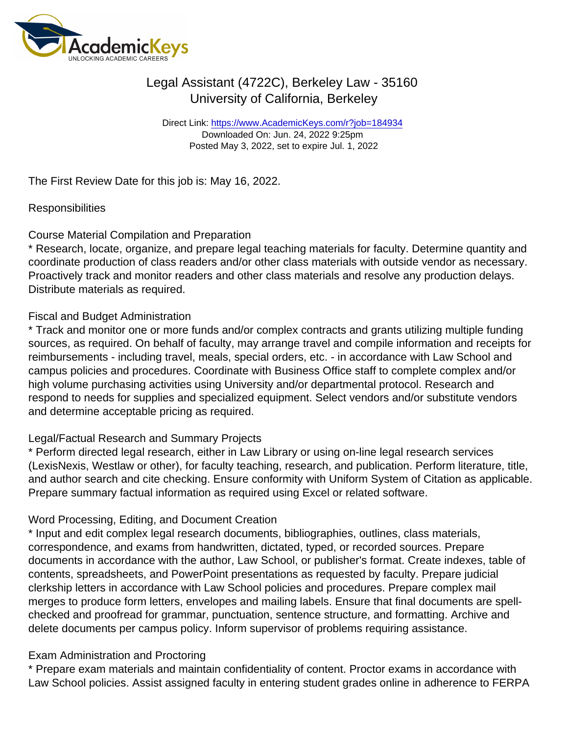# Legal Assistant (4722C), Berkeley Law - 35160
University of California, Berkeley

Direct Link: https://www.AcademicKeys.com/r?job=184934
Downloaded On: Jun. 24, 2022 9:25pm
Posted May 3, 2022, set to expire Jul. 1, 2022

The First Review Date for this job is: May 16, 2022.

Responsibilities

Course Material Compilation and Preparation
* Research, locate, organize, and prepare legal teaching materials for faculty. Determine quantity and coordinate production of class readers and/or other class materials with outside vendor as necessary. Proactively track and monitor readers and other class materials and resolve any production delays. Distribute materials as required.

Fiscal and Budget Administration
* Track and monitor one or more funds and/or complex contracts and grants utilizing multiple funding sources, as required. On behalf of faculty, may arrange travel and compile information and receipts for reimbursements - including travel, meals, special orders, etc. - in accordance with Law School and campus policies and procedures. Coordinate with Business Office staff to complete complex and/or high volume purchasing activities using University and/or departmental protocol. Research and respond to needs for supplies and specialized equipment. Select vendors and/or substitute vendors and determine acceptable pricing as required.

Legal/Factual Research and Summary Projects
* Perform directed legal research, either in Law Library or using on-line legal research services (LexisNexis, Westlaw or other), for faculty teaching, research, and publication. Perform literature, title, and author search and cite checking. Ensure conformity with Uniform System of Citation as applicable. Prepare summary factual information as required using Excel or related software.

Word Processing, Editing, and Document Creation
* Input and edit complex legal research documents, bibliographies, outlines, class materials, correspondence, and exams from handwritten, dictated, typed, or recorded sources. Prepare documents in accordance with the author, Law School, or publisher's format. Create indexes, table of contents, spreadsheets, and PowerPoint presentations as requested by faculty. Prepare judicial clerkship letters in accordance with Law School policies and procedures. Prepare complex mail merges to produce form letters, envelopes and mailing labels. Ensure that final documents are spell-checked and proofread for grammar, punctuation, sentence structure, and formatting. Archive and delete documents per campus policy. Inform supervisor of problems requiring assistance.

Exam Administration and Proctoring
* Prepare exam materials and maintain confidentiality of content. Proctor exams in accordance with Law School policies. Assist assigned faculty in entering student grades online in adherence to FERPA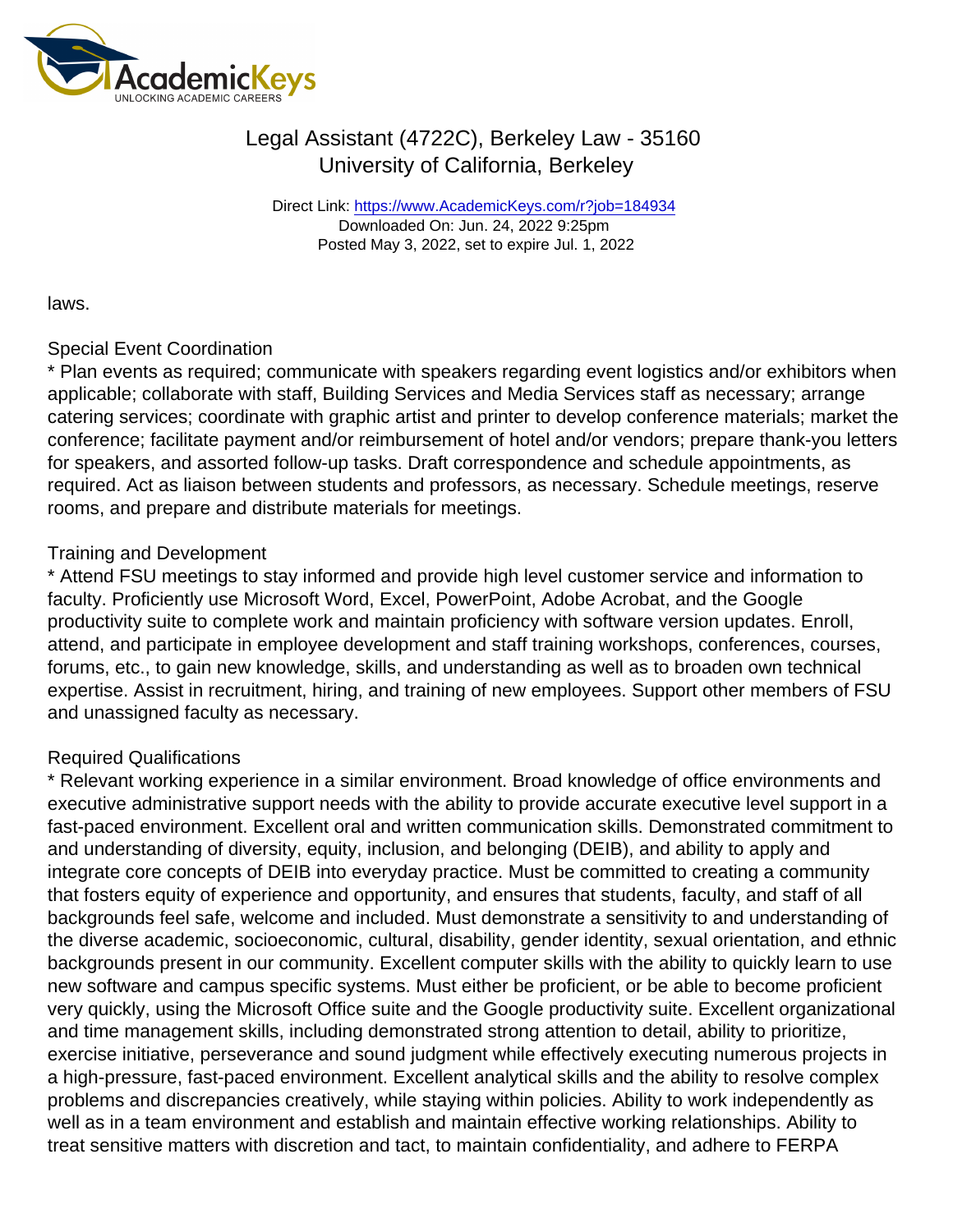laws.

Special Event Coordination
* Plan events as required; communicate with speakers regarding event logistics and/or exhibitors when applicable; collaborate with staff, Building Services and Media Services staff as necessary; arrange catering services; coordinate with graphic artist and printer to develop conference materials; market the conference; facilitate payment and/or reimbursement of hotel and/or vendors; prepare thank-you letters for speakers, and assorted follow-up tasks. Draft correspondence and schedule appointments, as required. Act as liaison between students and professors, as necessary. Schedule meetings, reserve rooms, and prepare and distribute materials for meetings.

Training and Development
* Attend FSU meetings to stay informed and provide high level customer service and information to faculty. Proficiently use Microsoft Word, Excel, PowerPoint, Adobe Acrobat, and the Google productivity suite to complete work and maintain proficiency with software version updates. Enroll, attend, and participate in employee development and staff training workshops, conferences, courses, forums, etc., to gain new knowledge, skills, and understanding as well as to broaden own technical expertise. Assist in recruitment, hiring, and training of new employees. Support other members of FSU and unassigned faculty as necessary.

Required Qualifications
* Relevant working experience in a similar environment. Broad knowledge of office environments and executive administrative support needs with the ability to provide accurate executive level support in a fast-paced environment. Excellent oral and written communication skills. Demonstrated commitment to and understanding of diversity, equity, inclusion, and belonging (DEIB), and ability to apply and integrate core concepts of DEIB into everyday practice. Must be committed to creating a community that fosters equity of experience and opportunity, and ensures that students, faculty, and staff of all backgrounds feel safe, welcome and included. Must demonstrate a sensitivity to and understanding of the diverse academic, socioeconomic, cultural, disability, gender identity, sexual orientation, and ethnic backgrounds present in our community. Excellent computer skills with the ability to quickly learn to use new software and campus specific systems. Must either be proficient, or be able to become proficient very quickly, using the Microsoft Office suite and the Google productivity suite. Excellent organizational and time management skills, including demonstrated strong attention to detail, ability to prioritize, exercise initiative, perseverance and sound judgment while effectively executing numerous projects in a high-pressure, fast-paced environment. Excellent analytical skills and the ability to resolve complex problems and discrepancies creatively, while staying within policies. Ability to work independently as well as in a team environment and establish and maintain effective working relationships. Ability to treat sensitive matters with discretion and tact, to maintain confidentiality, and adhere to FERPA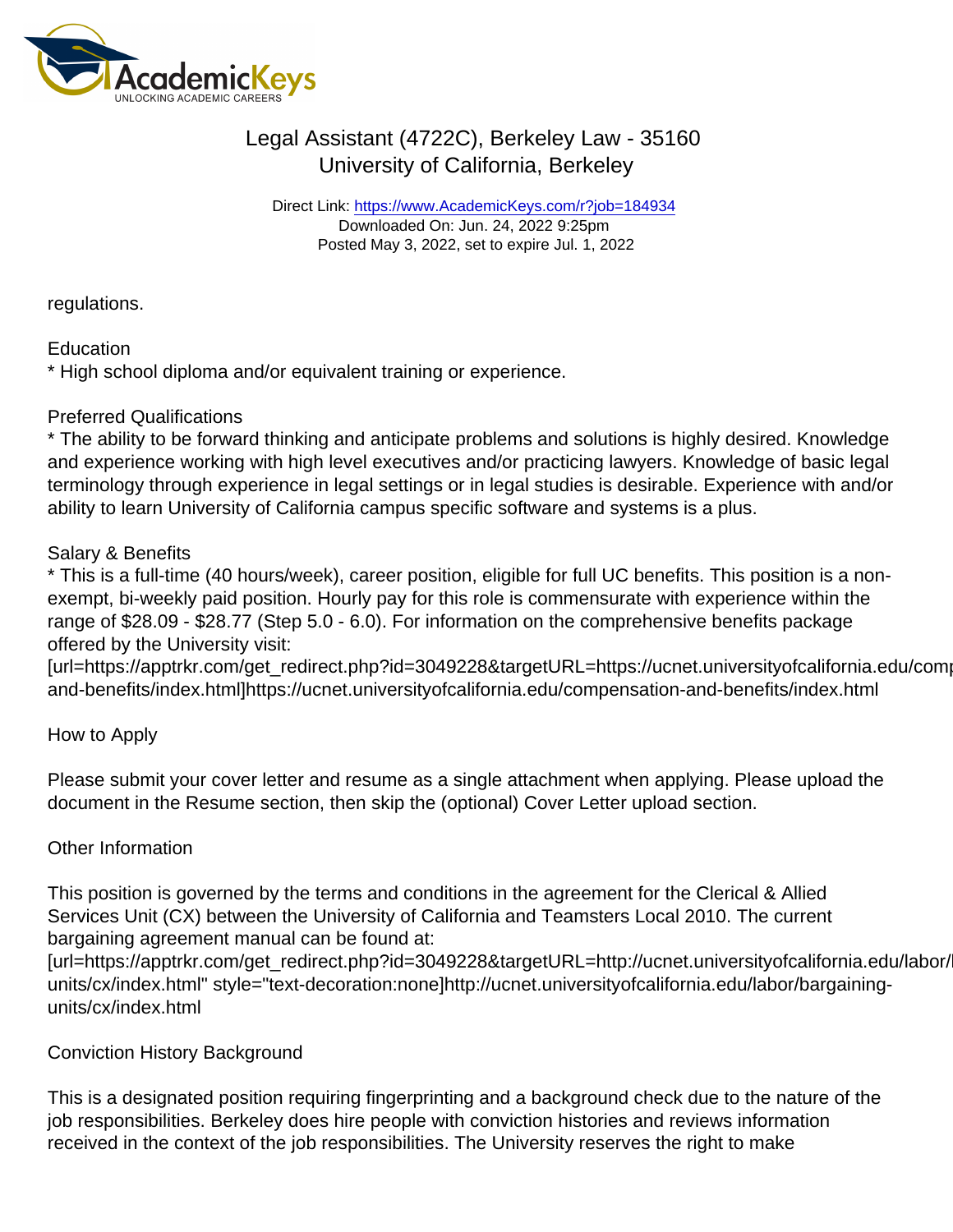regulations.

Education
* High school diploma and/or equivalent training or experience.

Preferred Qualifications
* The ability to be forward thinking and anticipate problems and solutions is highly desired. Knowledge and experience working with high level executives and/or practicing lawyers. Knowledge of basic legal terminology through experience in legal settings or in legal studies is desirable. Experience with and/or ability to learn University of California campus specific software and systems is a plus.

Salary & Benefits
* This is a full-time (40 hours/week), career position, eligible for full UC benefits. This position is a non-exempt, bi-weekly paid position. Hourly pay for this role is commensurate with experience within the range of $28.09 - $28.77 (Step 5.0 - 6.0). For information on the comprehensive benefits package offered by the University visit:
[url=https://apptrkr.com/get_redirect.php?id=3049228&targetURL=https://ucnet.universityofcalifornia.edu/compensation-and-benefits/index.html]https://ucnet.universityofcalifornia.edu/compensation-and-benefits/index.html

How to Apply

Please submit your cover letter and resume as a single attachment when applying. Please upload the document in the Resume section, then skip the (optional) Cover Letter upload section.

Other Information

This position is governed by the terms and conditions in the agreement for the Clerical & Allied Services Unit (CX) between the University of California and Teamsters Local 2010. The current bargaining agreement manual can be found at:
[url=https://apptrkr.com/get_redirect.php?id=3049228&targetURL=http://ucnet.universityofcalifornia.edu/labor/bargaining-units/cx/index.html" style="text-decoration:none]http://ucnet.universityofcalifornia.edu/labor/bargaining-units/cx/index.html

Conviction History Background

This is a designated position requiring fingerprinting and a background check due to the nature of the job responsibilities. Berkeley does hire people with conviction histories and reviews information received in the context of the job responsibilities. The University reserves the right to make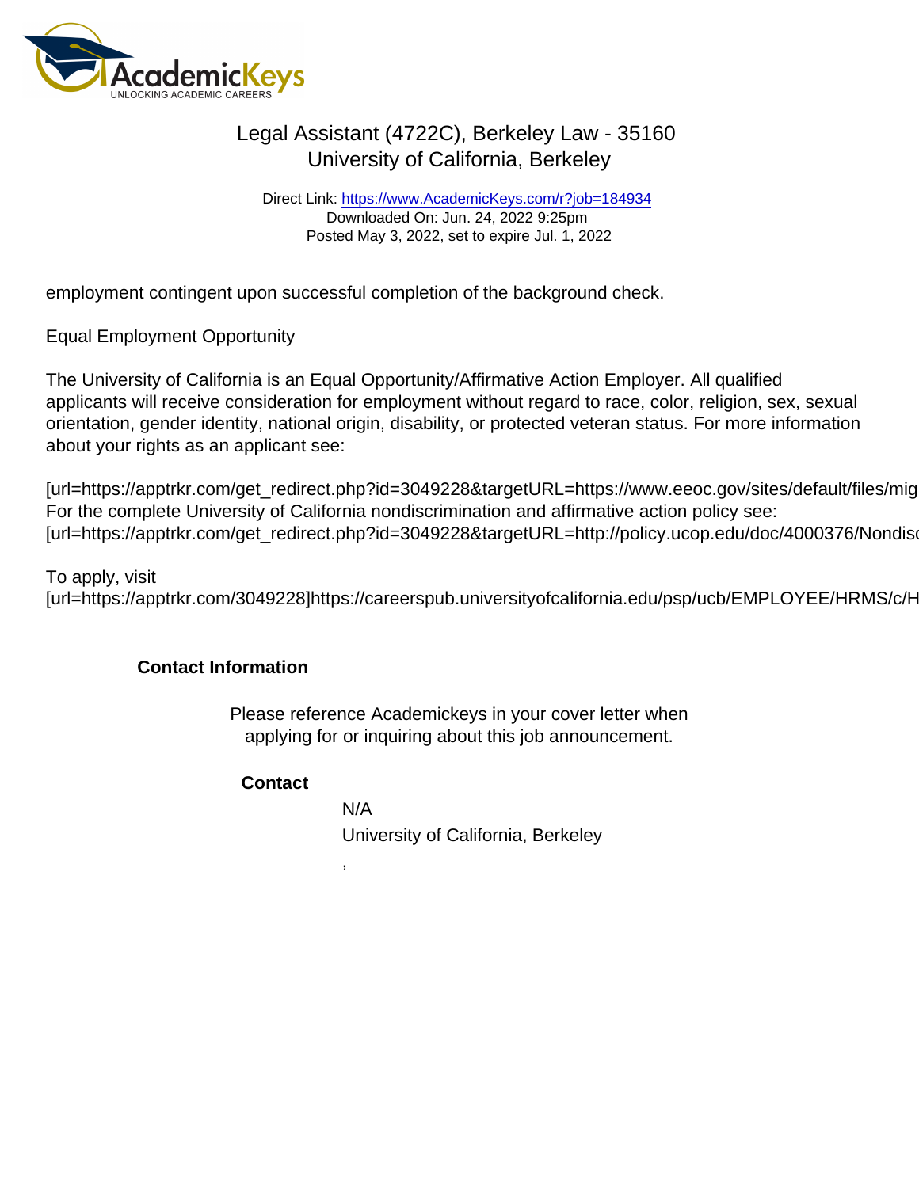employment contingent upon successful completion of the background check.

Equal Employment Opportunity

The University of California is an Equal Opportunity/Affirmative Action Employer. All qualified applicants will receive consideration for employment without regard to race, color, religion, sex, sexual orientation, gender identity, national origin, disability, or protected veteran status. For more information about your rights as an applicant see:

[url=https://apptrkr.com/get_redirect.php?id=3049228&targetURL=https://www.eeoc.gov/sites/default/files/mig
For the complete University of California nondiscrimination and affirmative action policy see:
[url=https://apptrkr.com/get_redirect.php?id=3049228&targetURL=http://policy.ucop.edu/doc/4000376/Nondisc

To apply, visit
[url=https://apptrkr.com/3049228]https://careerspub.universityofcalifornia.edu/psp/ucb/EMPLOYEE/HRMS/c/H

**Contact Information**

Please reference Academickeys in your cover letter when applying for or inquiring about this job announcement.

**Contact**

N/A
University of California, Berkeley
,